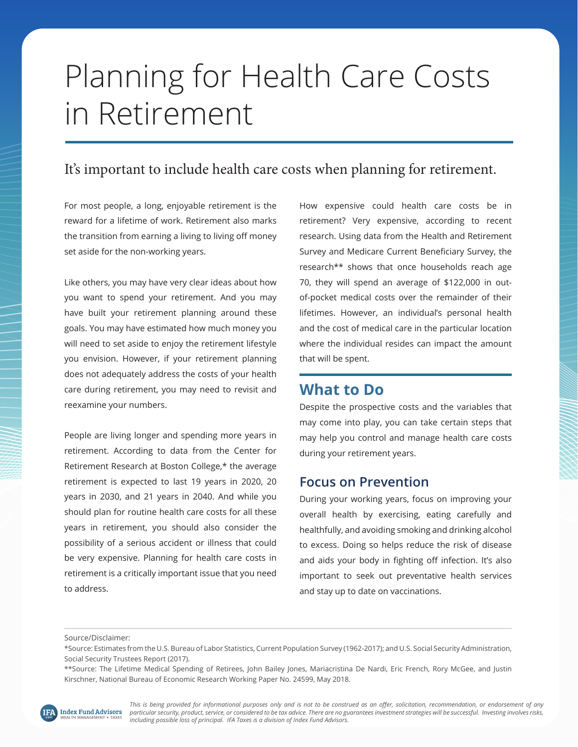# Planning for Health Care Costs in Retirement

## It's important to include health care costs when planning for retirement.

For most people, a long, enjoyable retirement is the reward for a lifetime of work. Retirement also marks the transition from earning a living to living off money set aside for the non-working years.

Like others, you may have very clear ideas about how you want to spend your retirement. And you may have built your retirement planning around these goals. You may have estimated how much money you will need to set aside to enjoy the retirement lifestyle you envision. However, if your retirement planning does not adequately address the costs of your health care during retirement, you may need to revisit and reexamine your numbers.

People are living longer and spending more years in retirement. According to data from the Center for Retirement Research at Boston College,* the average retirement is expected to last 19 years in 2020, 20 years in 2030, and 21 years in 2040. And while you should plan for routine health care costs for all these years in retirement, you should also consider the possibility of a serious accident or illness that could be very expensive. Planning for health care costs in retirement is a critically important issue that you need to address.

How expensive could health care costs be in retirement? Very expensive, according to recent research. Using data from the Health and Retirement Survey and Medicare Current Beneficiary Survey, the research** shows that once households reach age 70, they will spend an average of $122,000 in out-of-pocket medical costs over the remainder of their lifetimes. However, an individual's personal health and the cost of medical care in the particular location where the individual resides can impact the amount that will be spent.

## What to Do

Despite the prospective costs and the variables that may come into play, you can take certain steps that may help you control and manage health care costs during your retirement years.

### Focus on Prevention

During your working years, focus on improving your overall health by exercising, eating carefully and healthfully, and avoiding smoking and drinking alcohol to excess. Doing so helps reduce the risk of disease and aids your body in fighting off infection. It's also important to seek out preventative health services and stay up to date on vaccinations.

---

Source/Disclaimer:

*Source: Estimates from the U.S. Bureau of Labor Statistics, Current Population Survey (1962-2017); and U.S. Social Security Administration, Social Security Trustees Report (2017).

**Source: The Lifetime Medical Spending of Retirees, John Bailey Jones, Mariacristina De Nardi, Eric French, Rory McGee, and Justin Kirschner, National Bureau of Economic Research Working Paper No. 24599, May 2018.

IFA Index Fund Advisors WEALTH MANAGEMENT • TAXES

*This is being provided for informational purposes only and is not to be construed as an offer, solicitation, recommendation, or endorsement of any particular security, product, service, or considered to be tax advice. There are no guarantees investment strategies will be successful. Investing involves risks, including possible loss of principal. IFA Taxes is a division of Index Fund Advisors.*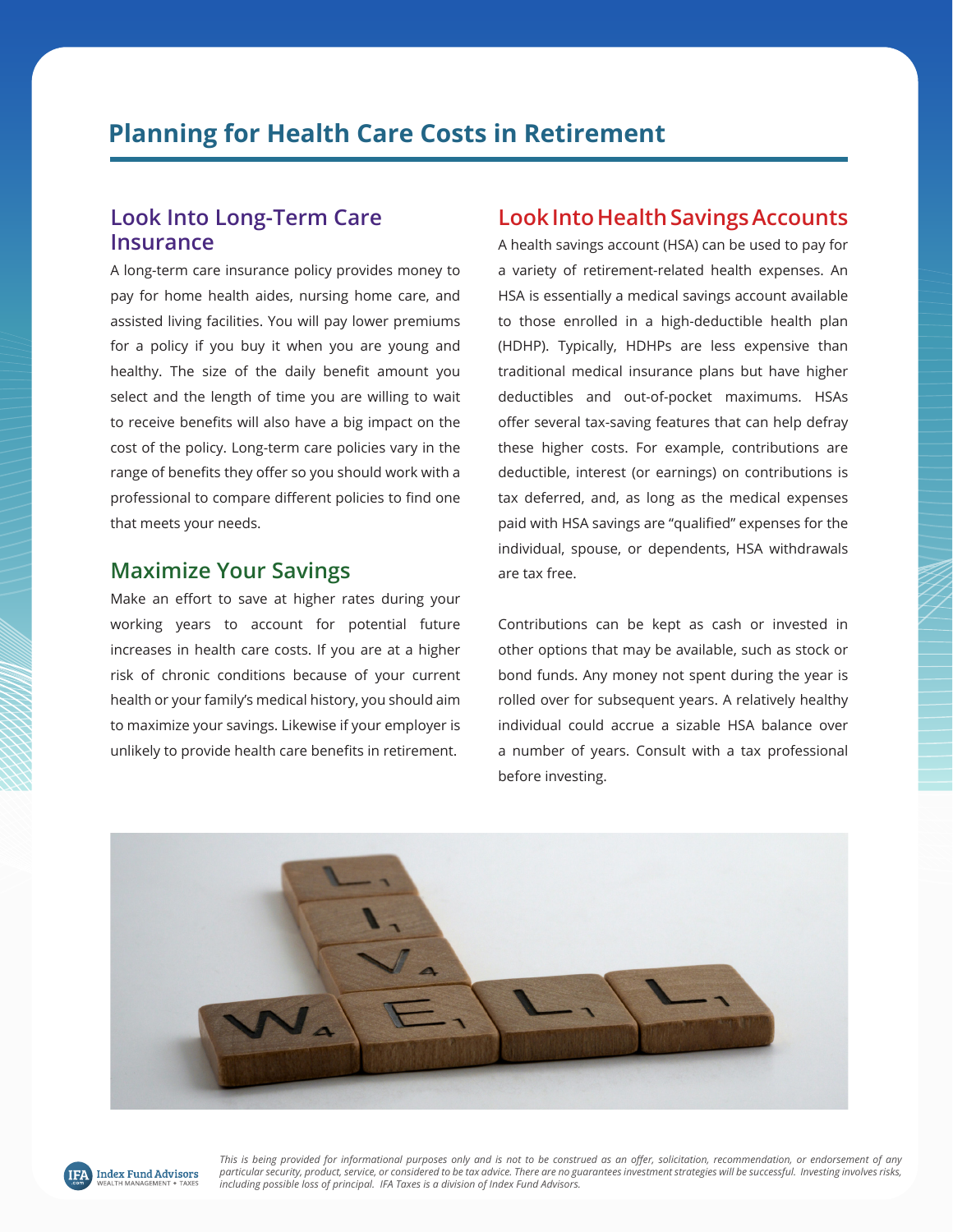## Planning for Health Care Costs in Retirement

### Look Into Long-Term Care Insurance

A long-term care insurance policy provides money to pay for home health aides, nursing home care, and assisted living facilities. You will pay lower premiums for a policy if you buy it when you are young and healthy. The size of the daily benefit amount you select and the length of time you are willing to wait to receive benefits will also have a big impact on the cost of the policy. Long-term care policies vary in the range of benefits they offer so you should work with a professional to compare different policies to find one that meets your needs.

### Maximize Your Savings

Make an effort to save at higher rates during your working years to account for potential future increases in health care costs. If you are at a higher risk of chronic conditions because of your current health or your family's medical history, you should aim to maximize your savings. Likewise if your employer is unlikely to provide health care benefits in retirement.

### Look Into Health Savings Accounts

A health savings account (HSA) can be used to pay for a variety of retirement-related health expenses. An HSA is essentially a medical savings account available to those enrolled in a high-deductible health plan (HDHP). Typically, HDHPs are less expensive than traditional medical insurance plans but have higher deductibles and out-of-pocket maximums. HSAs offer several tax-saving features that can help defray these higher costs. For example, contributions are deductible, interest (or earnings) on contributions is tax deferred, and, as long as the medical expenses paid with HSA savings are "qualified" expenses for the individual, spouse, or dependents, HSA withdrawals are tax free.

Contributions can be kept as cash or invested in other options that may be available, such as stock or bond funds. Any money not spent during the year is rolled over for subsequent years. A relatively healthy individual could accrue a sizable HSA balance over a number of years. Consult with a tax professional before investing.

*This is being provided for informational purposes only and is not to be construed as an offer, solicitation, recommendation, or endorsement of any particular security, product, service, or considered to be tax advice. There are no guarantees investment strategies will be successful. Investing involves risks, including possible loss of principal. IFA Taxes is a division of Index Fund Advisors.*